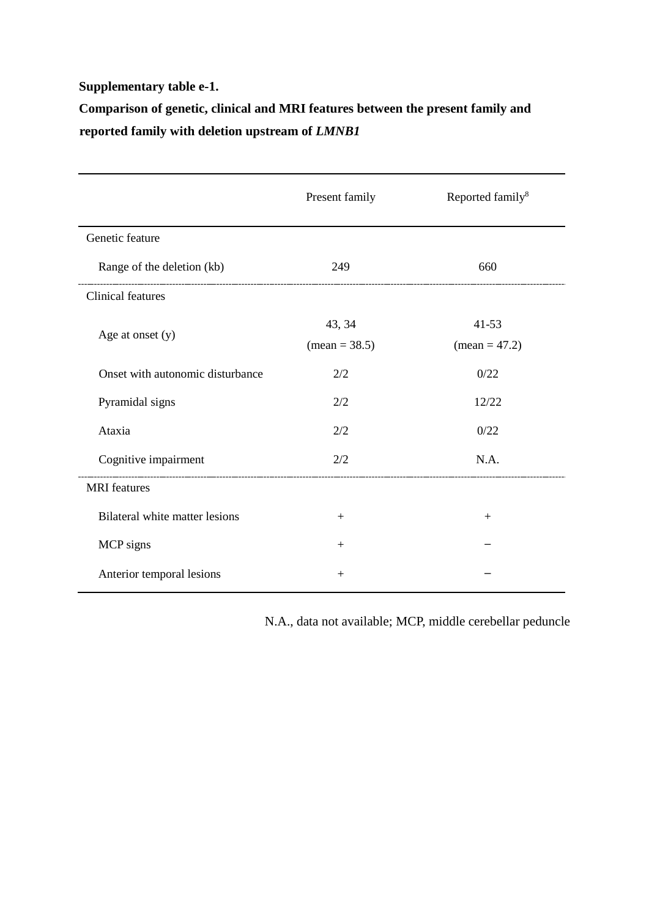**Supplementary table e-1.**

**Comparison of genetic, clinical and MRI features between the present family and reported family with deletion upstream of *LMNB1***

| | Present family | Reported family[8] |
|---|---|---|
| Genetic feature | | |
| Range of the deletion (kb) | 249 | 660 |
| Clinical features | | |
| Age at onset (y) | 43, 34 (mean = 38.5) | 41-53 (mean = 47.2) |
| Onset with autonomic disturbance | 2/2 | 0/22 |
| Pyramidal signs | 2/2 | 12/22 |
| Ataxia | 2/2 | 0/22 |
| Cognitive impairment | 2/2 | N.A. |
| MRI features | | |
| Bilateral white matter lesions | + | + |
| MCP signs | + | − |
| Anterior temporal lesions | + | − |

N.A., data not available; MCP, middle cerebellar peduncle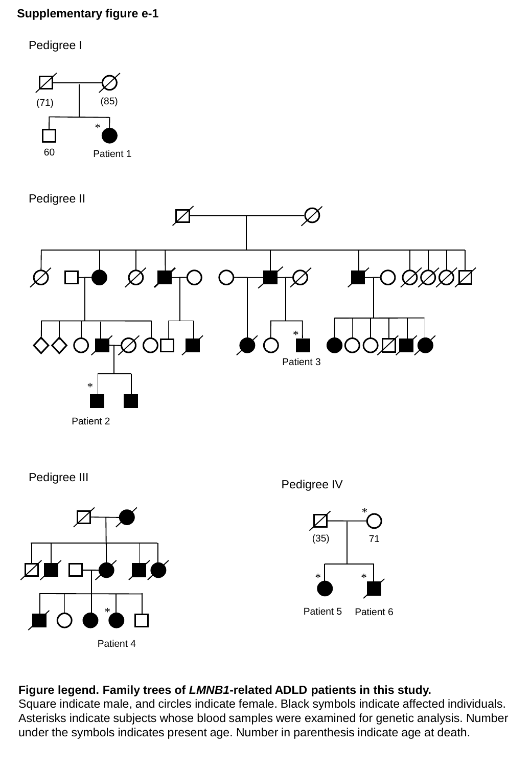**Supplementary figure e-1**

Pedigree I

(71) (85)

60 Patient 1

Pedigree II

Patient 3

Patient 2

Pedigree III

Patient 4

Pedigree IV

(35) 71

Patient 5 Patient 6

**Figure legend. Family trees of *LMNB1*-related ADLD patients in this study.**
Square indicate male, and circles indicate female. Black symbols indicate affected individuals. Asterisks indicate subjects whose blood samples were examined for genetic analysis. Number under the symbols indicates present age. Number in parenthesis indicate age at death.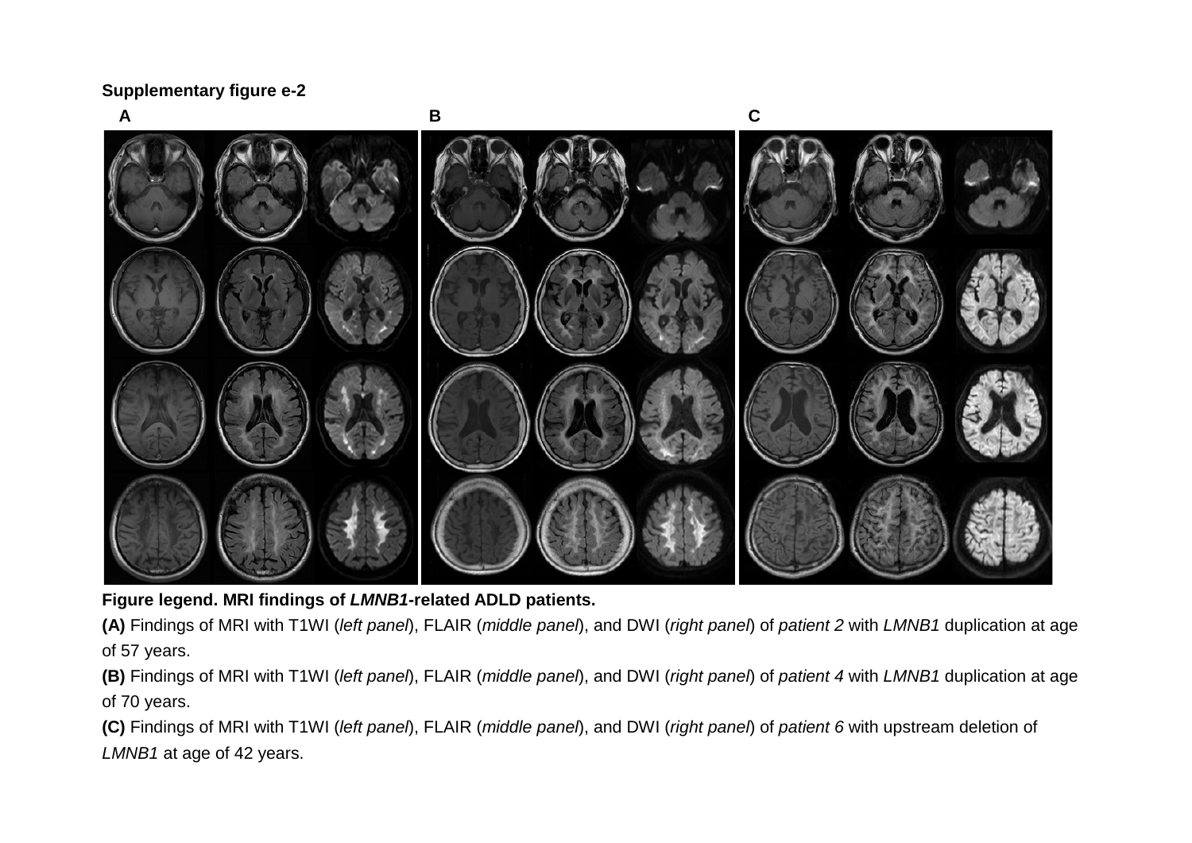**Supplementary figure e-2**

**Figure legend. MRI findings of *LMNB1*-related ADLD patients.**

**(A)** Findings of MRI with T1WI (*left panel*), FLAIR (*middle panel*), and DWI (*right panel*) of *patient 2* with *LMNB1* duplication at age of 57 years.

**(B)** Findings of MRI with T1WI (*left panel*), FLAIR (*middle panel*), and DWI (*right panel*) of *patient 4* with *LMNB1* duplication at age of 70 years.

**(C)** Findings of MRI with T1WI (*left panel*), FLAIR (*middle panel*), and DWI (*right panel*) of *patient 6* with upstream deletion of *LMNB1* at age of 42 years.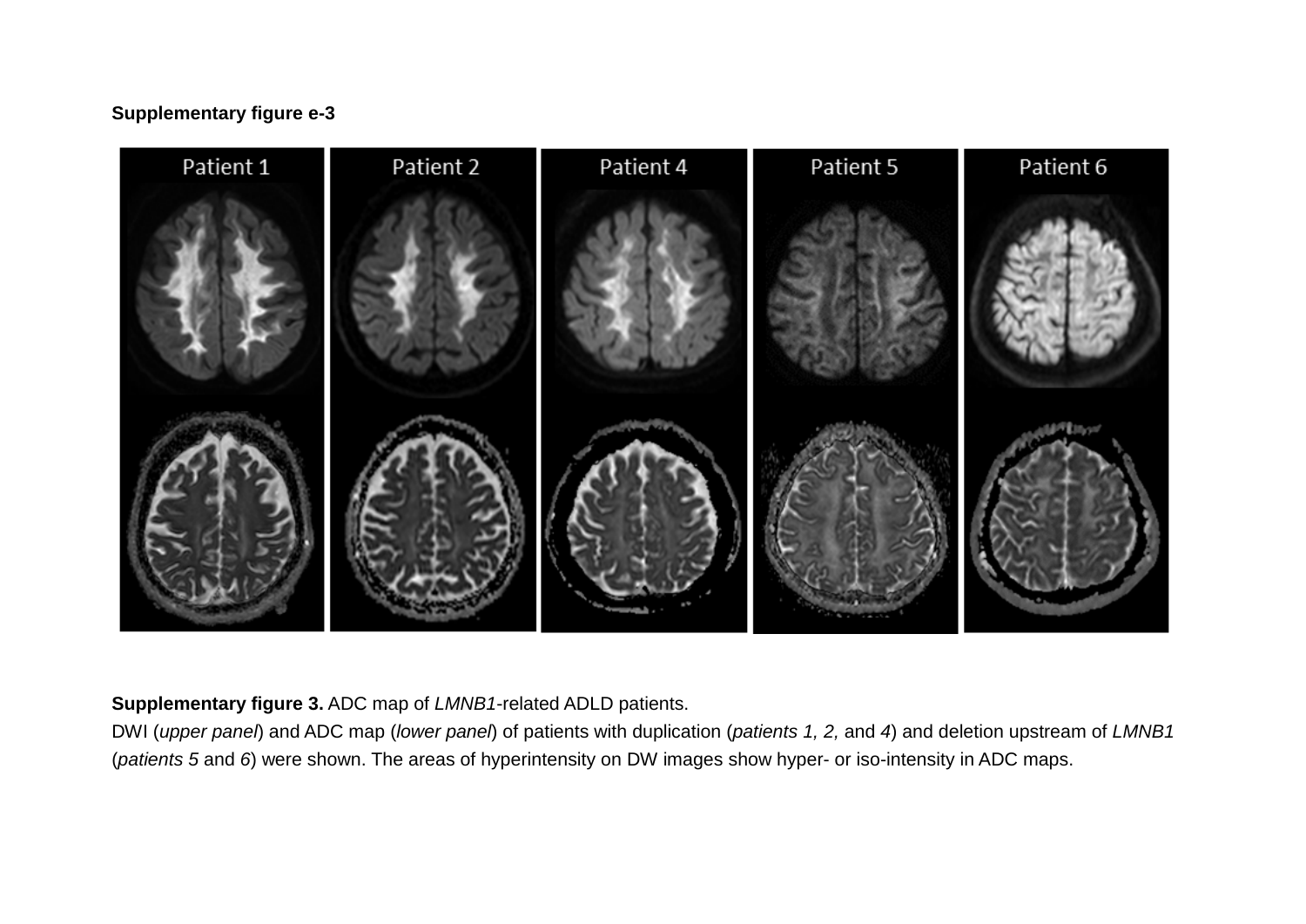**Supplementary figure e-3**

Patient 1

Patient 2

Patient 4

Patient 5

Patient 6

**Supplementary figure 3.** ADC map of *LMNB1*-related ADLD patients.

DWI (*upper panel*) and ADC map (*lower panel*) of patients with duplication (*patients 1, 2,* and *4*) and deletion upstream of *LMNB1* (*patients 5* and *6*) were shown. The areas of hyperintensity on DW images show hyper- or iso-intensity in ADC maps.